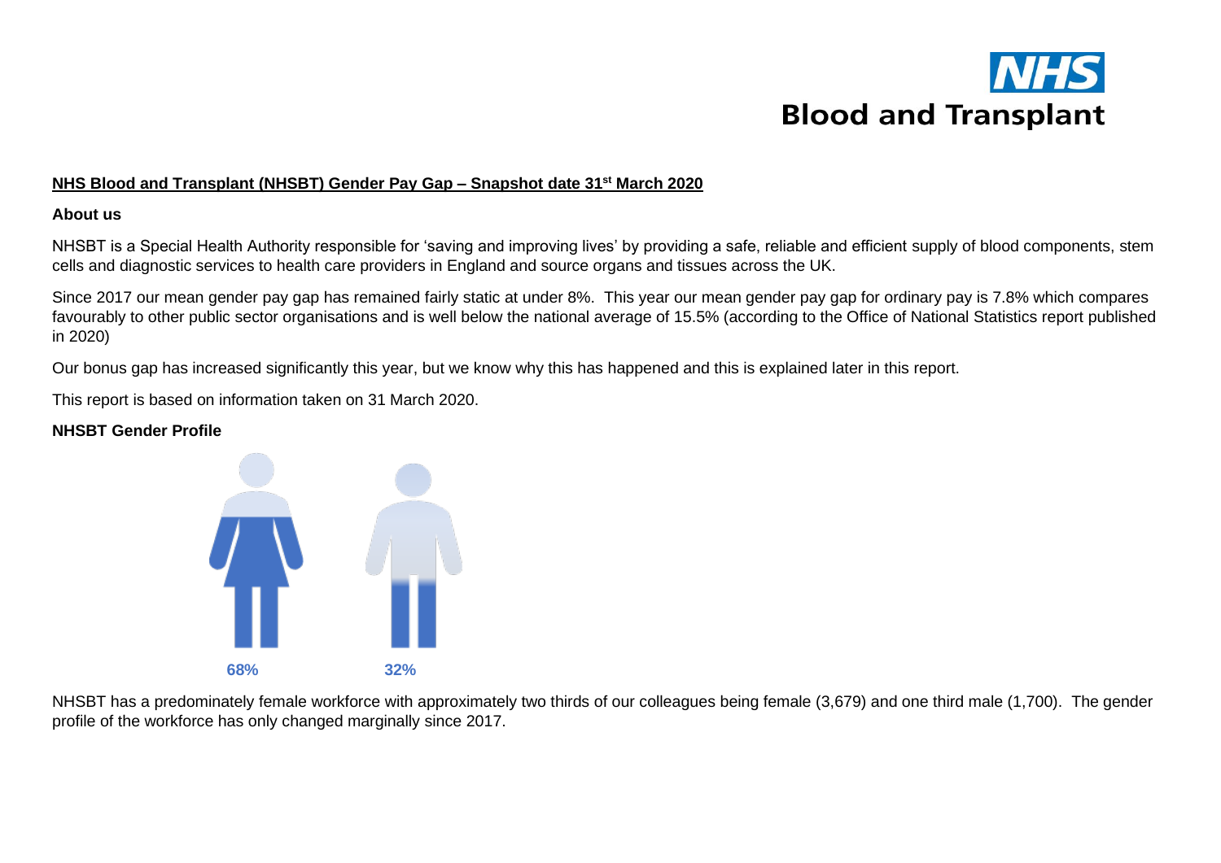# NHS Blood and Transplant

## NHS Blood and Transplant (NHSBT) Gender Pay Gap – Snapshot date 31st March 2020

### About us

NHSBT is a Special Health Authority responsible for 'saving and improving lives' by providing a safe, reliable and efficient supply of blood components, stem cells and diagnostic services to health care providers in England and source organs and tissues across the UK.

Since 2017 our mean gender pay gap has remained fairly static at under 8%. This year our mean gender pay gap for ordinary pay is 7.8% which compares favourably to other public sector organisations and is well below the national average of 15.5% (according to the Office of National Statistics report published in 2020)

Our bonus gap has increased significantly this year, but we know why this has happened and this is explained later in this report.

This report is based on information taken on 31 March 2020.

### NHSBT Gender Profile

68% 32%

NHSBT has a predominately female workforce with approximately two thirds of our colleagues being female (3,679) and one third male (1,700). The gender profile of the workforce has only changed marginally since 2017.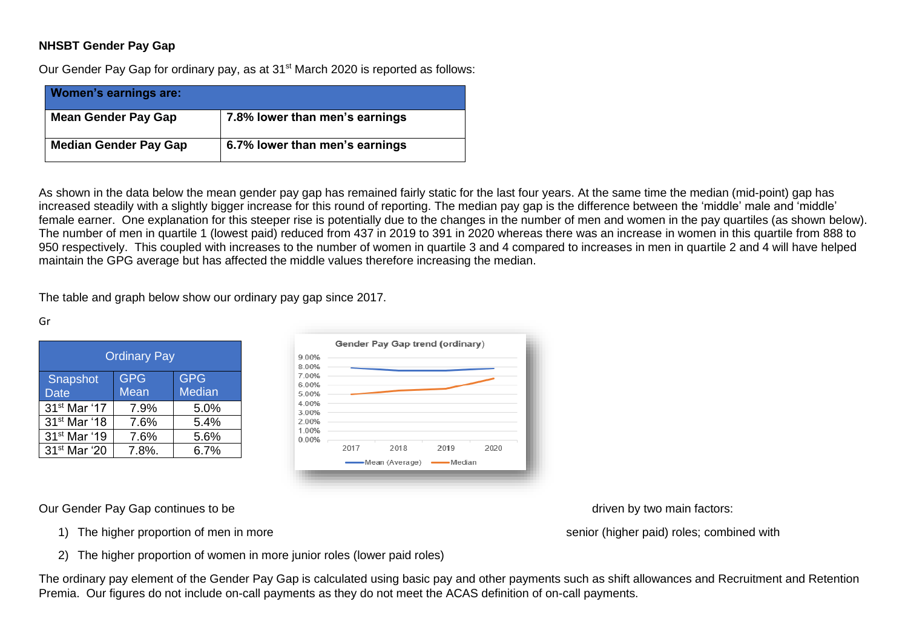**NHSBT Gender Pay Gap**

Our Gender Pay Gap for ordinary pay, as at 31st March 2020 is reported as follows:

| Women's earnings are: | |
|---|---|
| **Mean Gender Pay Gap** | **7.8% lower than men's earnings** |
| **Median Gender Pay Gap** | **6.7% lower than men's earnings** |

As shown in the data below the mean gender pay gap has remained fairly static for the last four years. At the same time the median (mid-point) gap has increased steadily with a slightly bigger increase for this round of reporting. The median pay gap is the difference between the 'middle' male and 'middle' female earner. One explanation for this steeper rise is potentially due to the changes in the number of men and women in the pay quartiles (as shown below). The number of men in quartile 1 (lowest paid) reduced from 437 in 2019 to 391 in 2020 whereas there was an increase in women in this quartile from 888 to 950 respectively. This coupled with increases to the number of women in quartile 3 and 4 compared to increases in men in quartile 2 and 4 will have helped maintain the GPG average but has affected the middle values therefore increasing the median.

The table and graph below show our ordinary pay gap since 2017.

Gr

| Ordinary Pay | | |
|---|---|---|
| Snapshot Date | GPG Mean | GPG Median |
| 31st Mar '17 | 7.9% | 5.0% |
| 31st Mar '18 | 7.6% | 5.4% |
| 31st Mar '19 | 7.6% | 5.6% |
| 31st Mar '20 | 7.8%. | 6.7% |

Gender Pay Gap trend (ordinary)

Our Gender Pay Gap continues to be driven by two main factors:

1) The higher proportion of men in more senior (higher paid) roles; combined with
2) The higher proportion of women in more junior roles (lower paid roles)

The ordinary pay element of the Gender Pay Gap is calculated using basic pay and other payments such as shift allowances and Recruitment and Retention Premia. Our figures do not include on-call payments as they do not meet the ACAS definition of on-call payments.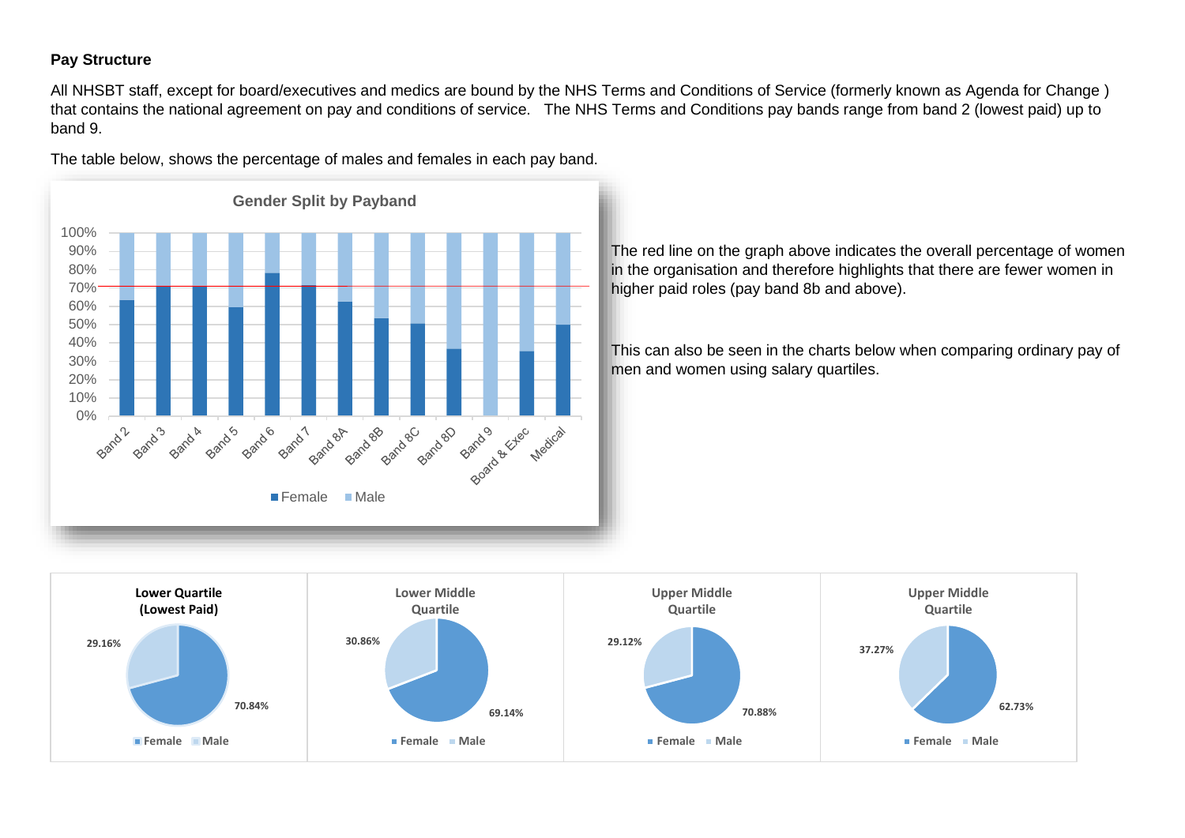**Pay Structure**

All NHSBT staff, except for board/executives and medics are bound by the NHS Terms and Conditions of Service (formerly known as Agenda for Change ) that contains the national agreement on pay and conditions of service. The NHS Terms and Conditions pay bands range from band 2 (lowest paid) up to band 9.

The table below, shows the percentage of males and females in each pay band.

**Gender Split by Payband**

The red line on the graph above indicates the overall percentage of women in the organisation and therefore highlights that there are fewer women in higher paid roles (pay band 8b and above).

This can also be seen in the charts below when comparing ordinary pay of men and women using salary quartiles.

| Quartile | Female | Male |
| --- | --- | --- |
| Lower Quartile (Lowest Paid) | 70.84% | 29.16% |
| Lower Middle Quartile | 69.14% | 30.86% |
| Upper Middle Quartile | 70.88% | 29.12% |
| Upper Middle Quartile | 62.73% | 37.27% |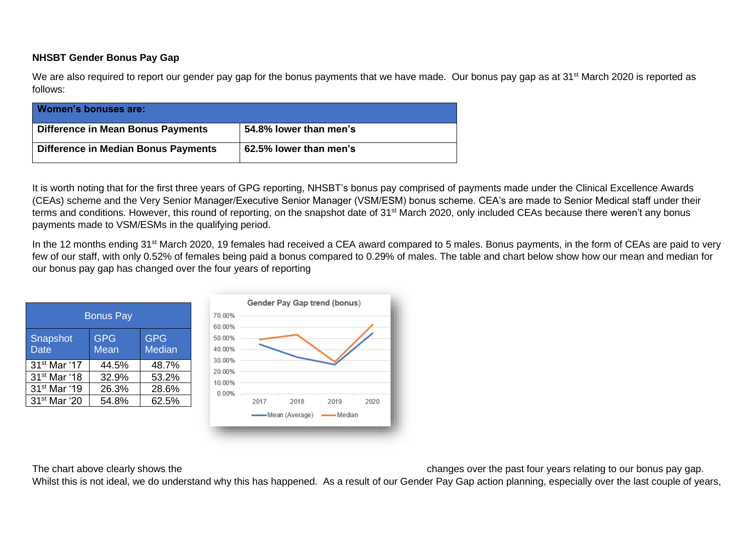**NHSBT Gender Bonus Pay Gap**

We are also required to report our gender pay gap for the bonus payments that we have made. Our bonus pay gap as at 31st March 2020 is reported as follows:

| Women's bonuses are: | |
|---|---|
| Difference in Mean Bonus Payments | 54.8% lower than men's |
| Difference in Median Bonus Payments | 62.5% lower than men's |

It is worth noting that for the first three years of GPG reporting, NHSBT's bonus pay comprised of payments made under the Clinical Excellence Awards (CEAs) scheme and the Very Senior Manager/Executive Senior Manager (VSM/ESM) bonus scheme. CEA's are made to Senior Medical staff under their terms and conditions. However, this round of reporting, on the snapshot date of 31st March 2020, only included CEAs because there weren't any bonus payments made to VSM/ESMs in the qualifying period.

In the 12 months ending 31st March 2020, 19 females had received a CEA award compared to 5 males. Bonus payments, in the form of CEAs are paid to very few of our staff, with only 0.52% of females being paid a bonus compared to 0.29% of males. The table and chart below show how our mean and median for our bonus pay gap has changed over the four years of reporting

| Bonus Pay | | |
|---|---|---|
| Snapshot Date | GPG Mean | GPG Median |
| 31st Mar '17 | 44.5% | 48.7% |
| 31st Mar '18 | 32.9% | 53.2% |
| 31st Mar '19 | 26.3% | 28.6% |
| 31st Mar '20 | 54.8% | 62.5% |

The chart above clearly shows the changes over the past four years relating to our bonus pay gap. Whilst this is not ideal, we do understand why this has happened. As a result of our Gender Pay Gap action planning, especially over the last couple of years,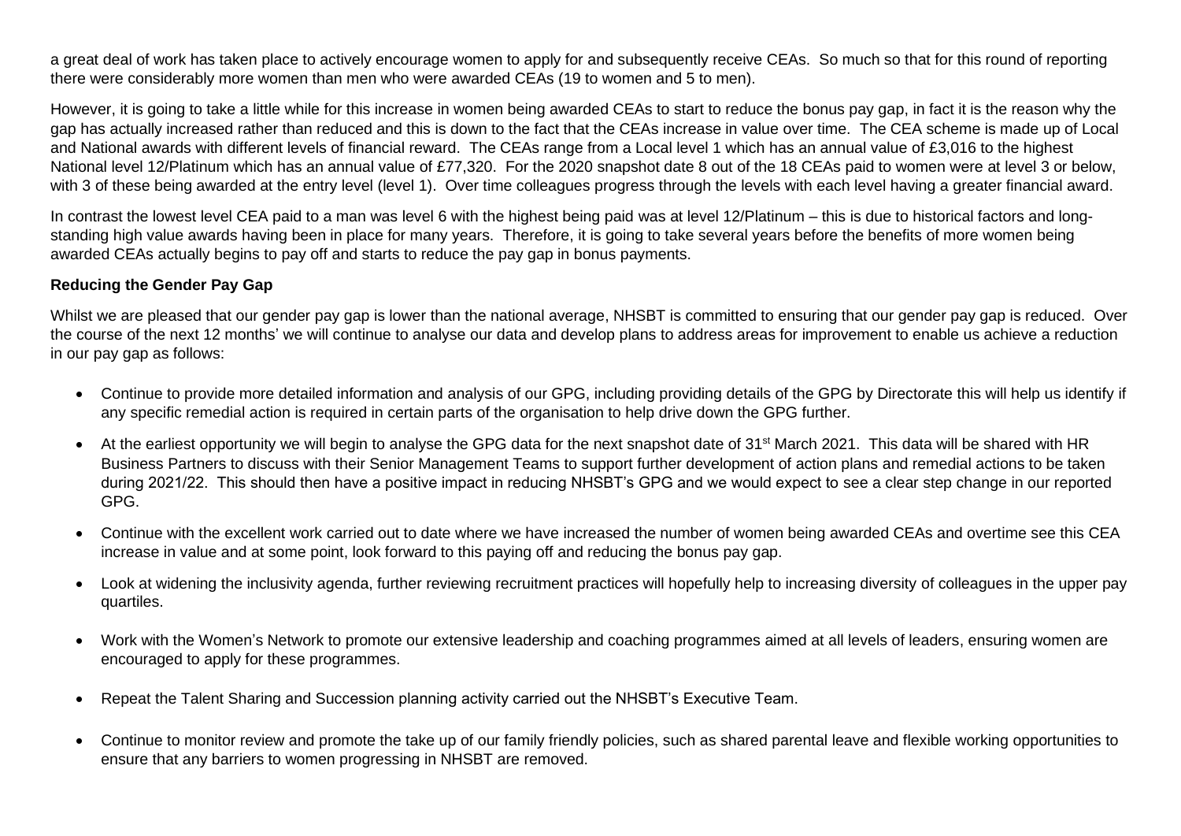a great deal of work has taken place to actively encourage women to apply for and subsequently receive CEAs. So much so that for this round of reporting there were considerably more women than men who were awarded CEAs (19 to women and 5 to men).

However, it is going to take a little while for this increase in women being awarded CEAs to start to reduce the bonus pay gap, in fact it is the reason why the gap has actually increased rather than reduced and this is down to the fact that the CEAs increase in value over time. The CEA scheme is made up of Local and National awards with different levels of financial reward. The CEAs range from a Local level 1 which has an annual value of £3,016 to the highest National level 12/Platinum which has an annual value of £77,320. For the 2020 snapshot date 8 out of the 18 CEAs paid to women were at level 3 or below, with 3 of these being awarded at the entry level (level 1). Over time colleagues progress through the levels with each level having a greater financial award.

In contrast the lowest level CEA paid to a man was level 6 with the highest being paid was at level 12/Platinum – this is due to historical factors and long-standing high value awards having been in place for many years. Therefore, it is going to take several years before the benefits of more women being awarded CEAs actually begins to pay off and starts to reduce the pay gap in bonus payments.

**Reducing the Gender Pay Gap**

Whilst we are pleased that our gender pay gap is lower than the national average, NHSBT is committed to ensuring that our gender pay gap is reduced. Over the course of the next 12 months' we will continue to analyse our data and develop plans to address areas for improvement to enable us achieve a reduction in our pay gap as follows:

- Continue to provide more detailed information and analysis of our GPG, including providing details of the GPG by Directorate this will help us identify if any specific remedial action is required in certain parts of the organisation to help drive down the GPG further.
- At the earliest opportunity we will begin to analyse the GPG data for the next snapshot date of 31st March 2021. This data will be shared with HR Business Partners to discuss with their Senior Management Teams to support further development of action plans and remedial actions to be taken during 2021/22. This should then have a positive impact in reducing NHSBT's GPG and we would expect to see a clear step change in our reported GPG.
- Continue with the excellent work carried out to date where we have increased the number of women being awarded CEAs and overtime see this CEA increase in value and at some point, look forward to this paying off and reducing the bonus pay gap.
- Look at widening the inclusivity agenda, further reviewing recruitment practices will hopefully help to increasing diversity of colleagues in the upper pay quartiles.
- Work with the Women's Network to promote our extensive leadership and coaching programmes aimed at all levels of leaders, ensuring women are encouraged to apply for these programmes.
- Repeat the Talent Sharing and Succession planning activity carried out the NHSBT's Executive Team.
- Continue to monitor review and promote the take up of our family friendly policies, such as shared parental leave and flexible working opportunities to ensure that any barriers to women progressing in NHSBT are removed.